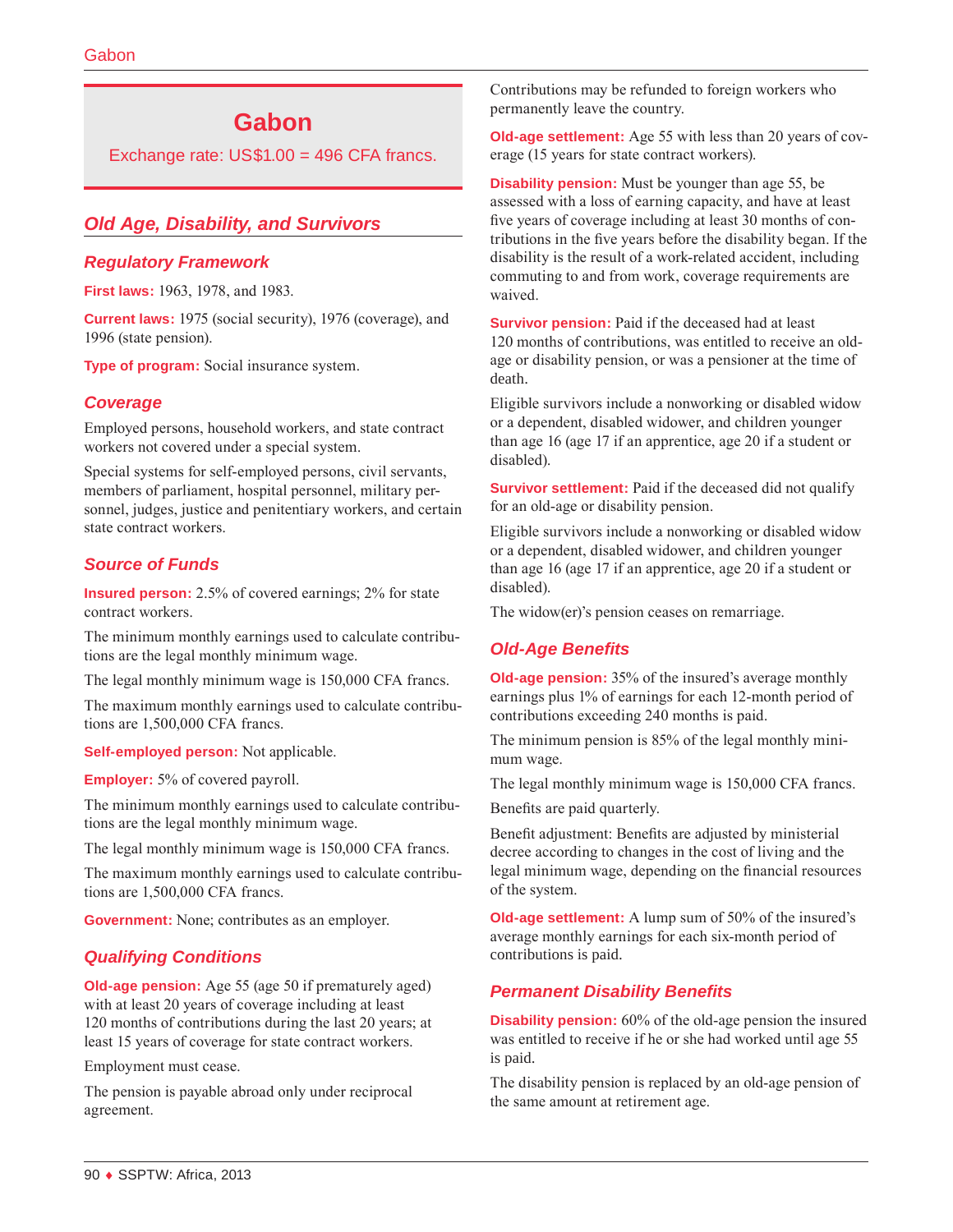# Gabon

Exchange rate: US$1.00 = 496 CFA francs.

## Old Age, Disability, and Survivors

### Regulatory Framework

**First laws:** 1963, 1978, and 1983.

**Current laws:** 1975 (social security), 1976 (coverage), and 1996 (state pension).

**Type of program:** Social insurance system.

### Coverage

Employed persons, household workers, and state contract workers not covered under a special system.

Special systems for self-employed persons, civil servants, members of parliament, hospital personnel, military personnel, judges, justice and penitentiary workers, and certain state contract workers.

### Source of Funds

**Insured person:** 2.5% of covered earnings; 2% for state contract workers.

The minimum monthly earnings used to calculate contributions are the legal monthly minimum wage.

The legal monthly minimum wage is 150,000 CFA francs.

The maximum monthly earnings used to calculate contributions are 1,500,000 CFA francs.

**Self-employed person:** Not applicable.

**Employer:** 5% of covered payroll.

The minimum monthly earnings used to calculate contributions are the legal monthly minimum wage.

The legal monthly minimum wage is 150,000 CFA francs.

The maximum monthly earnings used to calculate contributions are 1,500,000 CFA francs.

**Government:** None; contributes as an employer.

### Qualifying Conditions

**Old-age pension:** Age 55 (age 50 if prematurely aged) with at least 20 years of coverage including at least 120 months of contributions during the last 20 years; at least 15 years of coverage for state contract workers.

Employment must cease.

The pension is payable abroad only under reciprocal agreement.

Contributions may be refunded to foreign workers who permanently leave the country.

**Old-age settlement:** Age 55 with less than 20 years of coverage (15 years for state contract workers).

**Disability pension:** Must be younger than age 55, be assessed with a loss of earning capacity, and have at least five years of coverage including at least 30 months of contributions in the five years before the disability began. If the disability is the result of a work-related accident, including commuting to and from work, coverage requirements are waived.

**Survivor pension:** Paid if the deceased had at least 120 months of contributions, was entitled to receive an old-age or disability pension, or was a pensioner at the time of death.

Eligible survivors include a nonworking or disabled widow or a dependent, disabled widower, and children younger than age 16 (age 17 if an apprentice, age 20 if a student or disabled).

**Survivor settlement:** Paid if the deceased did not qualify for an old-age or disability pension.

Eligible survivors include a nonworking or disabled widow or a dependent, disabled widower, and children younger than age 16 (age 17 if an apprentice, age 20 if a student or disabled).

The widow(er)'s pension ceases on remarriage.

### Old-Age Benefits

**Old-age pension:** 35% of the insured's average monthly earnings plus 1% of earnings for each 12-month period of contributions exceeding 240 months is paid.

The minimum pension is 85% of the legal monthly minimum wage.

The legal monthly minimum wage is 150,000 CFA francs.

Benefits are paid quarterly.

Benefit adjustment: Benefits are adjusted by ministerial decree according to changes in the cost of living and the legal minimum wage, depending on the financial resources of the system.

**Old-age settlement:** A lump sum of 50% of the insured's average monthly earnings for each six-month period of contributions is paid.

### Permanent Disability Benefits

**Disability pension:** 60% of the old-age pension the insured was entitled to receive if he or she had worked until age 55 is paid.

The disability pension is replaced by an old-age pension of the same amount at retirement age.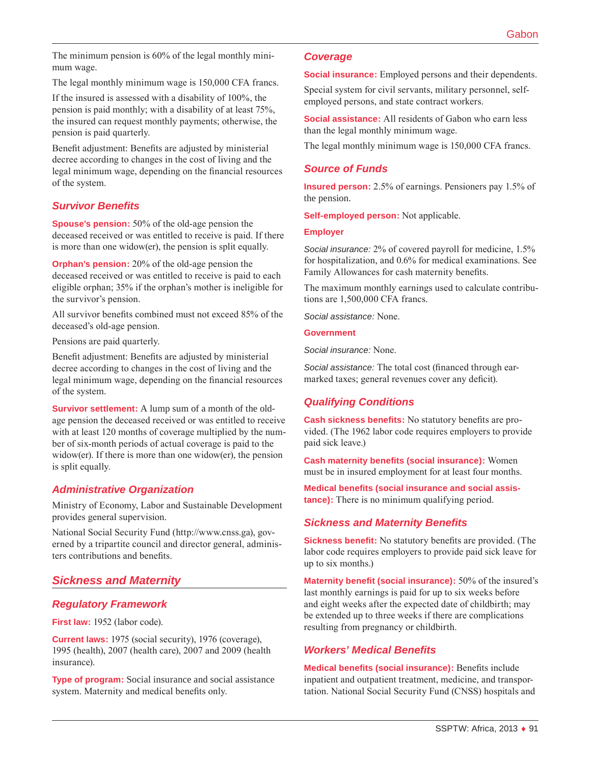The minimum pension is 60% of the legal monthly minimum wage.

The legal monthly minimum wage is 150,000 CFA francs.

If the insured is assessed with a disability of 100%, the pension is paid monthly; with a disability of at least 75%, the insured can request monthly payments; otherwise, the pension is paid quarterly.

Benefit adjustment: Benefits are adjusted by ministerial decree according to changes in the cost of living and the legal minimum wage, depending on the financial resources of the system.

### Survivor Benefits

**Spouse's pension:** 50% of the old-age pension the deceased received or was entitled to receive is paid. If there is more than one widow(er), the pension is split equally.

**Orphan's pension:** 20% of the old-age pension the deceased received or was entitled to receive is paid to each eligible orphan; 35% if the orphan's mother is ineligible for the survivor's pension.

All survivor benefits combined must not exceed 85% of the deceased's old-age pension.

Pensions are paid quarterly.

Benefit adjustment: Benefits are adjusted by ministerial decree according to changes in the cost of living and the legal minimum wage, depending on the financial resources of the system.

**Survivor settlement:** A lump sum of a month of the old-age pension the deceased received or was entitled to receive with at least 120 months of coverage multiplied by the number of six-month periods of actual coverage is paid to the widow(er). If there is more than one widow(er), the pension is split equally.

### Administrative Organization

Ministry of Economy, Labor and Sustainable Development provides general supervision.

National Social Security Fund (http://www.cnss.ga), governed by a tripartite council and director general, administers contributions and benefits.

## Sickness and Maternity

### Regulatory Framework

**First law:** 1952 (labor code).

**Current laws:** 1975 (social security), 1976 (coverage), 1995 (health), 2007 (health care), 2007 and 2009 (health insurance).

**Type of program:** Social insurance and social assistance system. Maternity and medical benefits only.

### Coverage

**Social insurance:** Employed persons and their dependents.

Special system for civil servants, military personnel, self-employed persons, and state contract workers.

**Social assistance:** All residents of Gabon who earn less than the legal monthly minimum wage.

The legal monthly minimum wage is 150,000 CFA francs.

### Source of Funds

**Insured person:** 2.5% of earnings. Pensioners pay 1.5% of the pension.

**Self-employed person:** Not applicable.

**Employer**

*Social insurance:* 2% of covered payroll for medicine, 1.5% for hospitalization, and 0.6% for medical examinations. See Family Allowances for cash maternity benefits.

The maximum monthly earnings used to calculate contributions are 1,500,000 CFA francs.

*Social assistance:* None.

**Government**

*Social insurance:* None.

*Social assistance:* The total cost (financed through earmarked taxes; general revenues cover any deficit).

### Qualifying Conditions

**Cash sickness benefits:** No statutory benefits are provided. (The 1962 labor code requires employers to provide paid sick leave.)

**Cash maternity benefits (social insurance):** Women must be in insured employment for at least four months.

**Medical benefits (social insurance and social assistance):** There is no minimum qualifying period.

### Sickness and Maternity Benefits

**Sickness benefit:** No statutory benefits are provided. (The labor code requires employers to provide paid sick leave for up to six months.)

**Maternity benefit (social insurance):** 50% of the insured's last monthly earnings is paid for up to six weeks before and eight weeks after the expected date of childbirth; may be extended up to three weeks if there are complications resulting from pregnancy or childbirth.

### Workers' Medical Benefits

**Medical benefits (social insurance):** Benefits include inpatient and outpatient treatment, medicine, and transportation. National Social Security Fund (CNSS) hospitals and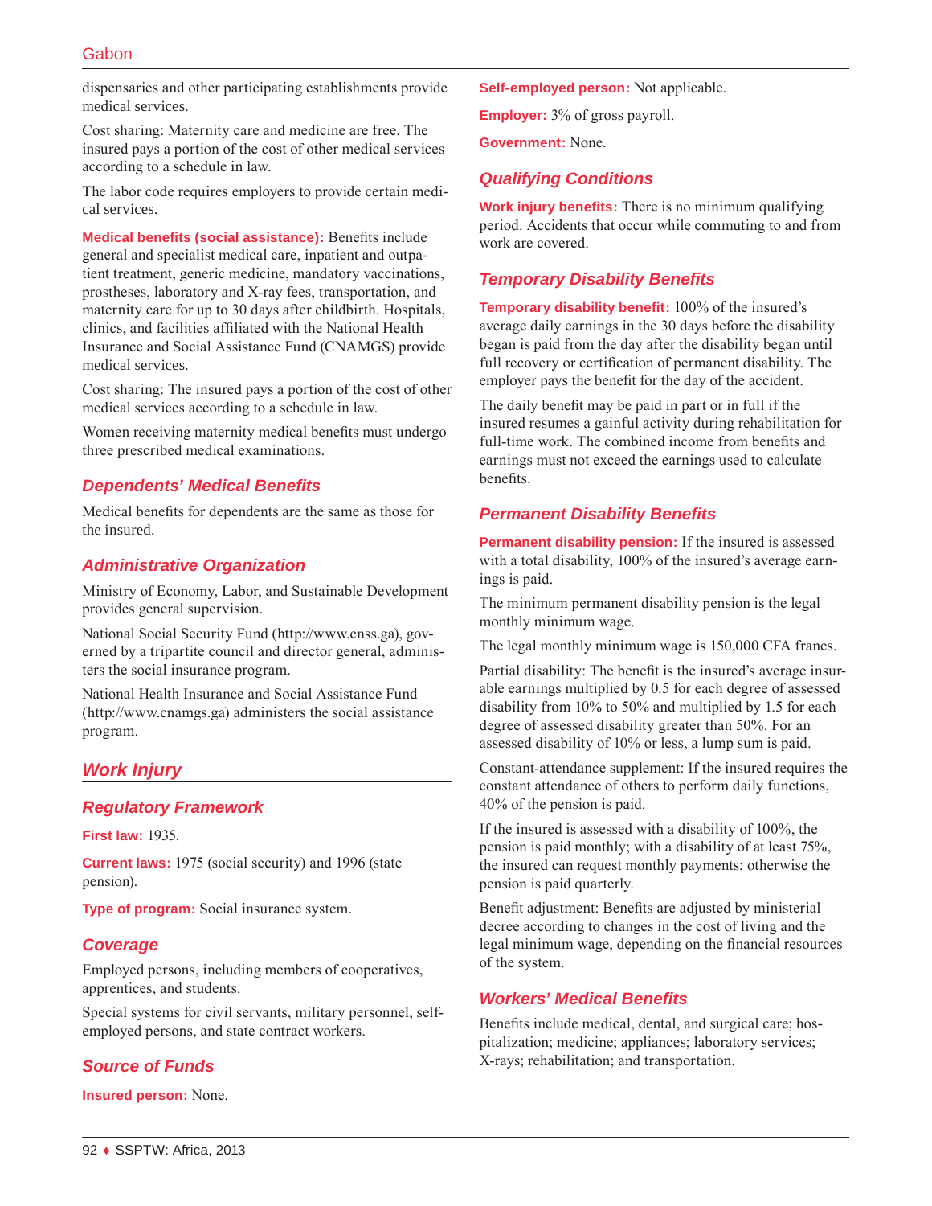dispensaries and other participating establishments provide medical services.

Cost sharing: Maternity care and medicine are free. The insured pays a portion of the cost of other medical services according to a schedule in law.

The labor code requires employers to provide certain medical services.

**Medical benefits (social assistance):** Benefits include general and specialist medical care, inpatient and outpatient treatment, generic medicine, mandatory vaccinations, prostheses, laboratory and X-ray fees, transportation, and maternity care for up to 30 days after childbirth. Hospitals, clinics, and facilities affiliated with the National Health Insurance and Social Assistance Fund (CNAMGS) provide medical services.

Cost sharing: The insured pays a portion of the cost of other medical services according to a schedule in law.

Women receiving maternity medical benefits must undergo three prescribed medical examinations.

### Dependents' Medical Benefits

Medical benefits for dependents are the same as those for the insured.

### Administrative Organization

Ministry of Economy, Labor, and Sustainable Development provides general supervision.

National Social Security Fund (http://www.cnss.ga), governed by a tripartite council and director general, administers the social insurance program.

National Health Insurance and Social Assistance Fund (http://www.cnamgs.ga) administers the social assistance program.

## Work Injury

### Regulatory Framework

**First law:** 1935.

**Current laws:** 1975 (social security) and 1996 (state pension).

**Type of program:** Social insurance system.

### Coverage

Employed persons, including members of cooperatives, apprentices, and students.

Special systems for civil servants, military personnel, self-employed persons, and state contract workers.

### Source of Funds

**Insured person:** None.

**Self-employed person:** Not applicable.

**Employer:** 3% of gross payroll.

**Government:** None.

### Qualifying Conditions

**Work injury benefits:** There is no minimum qualifying period. Accidents that occur while commuting to and from work are covered.

### Temporary Disability Benefits

**Temporary disability benefit:** 100% of the insured's average daily earnings in the 30 days before the disability began is paid from the day after the disability began until full recovery or certification of permanent disability. The employer pays the benefit for the day of the accident.

The daily benefit may be paid in part or in full if the insured resumes a gainful activity during rehabilitation for full-time work. The combined income from benefits and earnings must not exceed the earnings used to calculate benefits.

### Permanent Disability Benefits

**Permanent disability pension:** If the insured is assessed with a total disability, 100% of the insured's average earnings is paid.

The minimum permanent disability pension is the legal monthly minimum wage.

The legal monthly minimum wage is 150,000 CFA francs.

Partial disability: The benefit is the insured's average insurable earnings multiplied by 0.5 for each degree of assessed disability from 10% to 50% and multiplied by 1.5 for each degree of assessed disability greater than 50%. For an assessed disability of 10% or less, a lump sum is paid.

Constant-attendance supplement: If the insured requires the constant attendance of others to perform daily functions, 40% of the pension is paid.

If the insured is assessed with a disability of 100%, the pension is paid monthly; with a disability of at least 75%, the insured can request monthly payments; otherwise the pension is paid quarterly.

Benefit adjustment: Benefits are adjusted by ministerial decree according to changes in the cost of living and the legal minimum wage, depending on the financial resources of the system.

### Workers' Medical Benefits

Benefits include medical, dental, and surgical care; hospitalization; medicine; appliances; laboratory services; X-rays; rehabilitation; and transportation.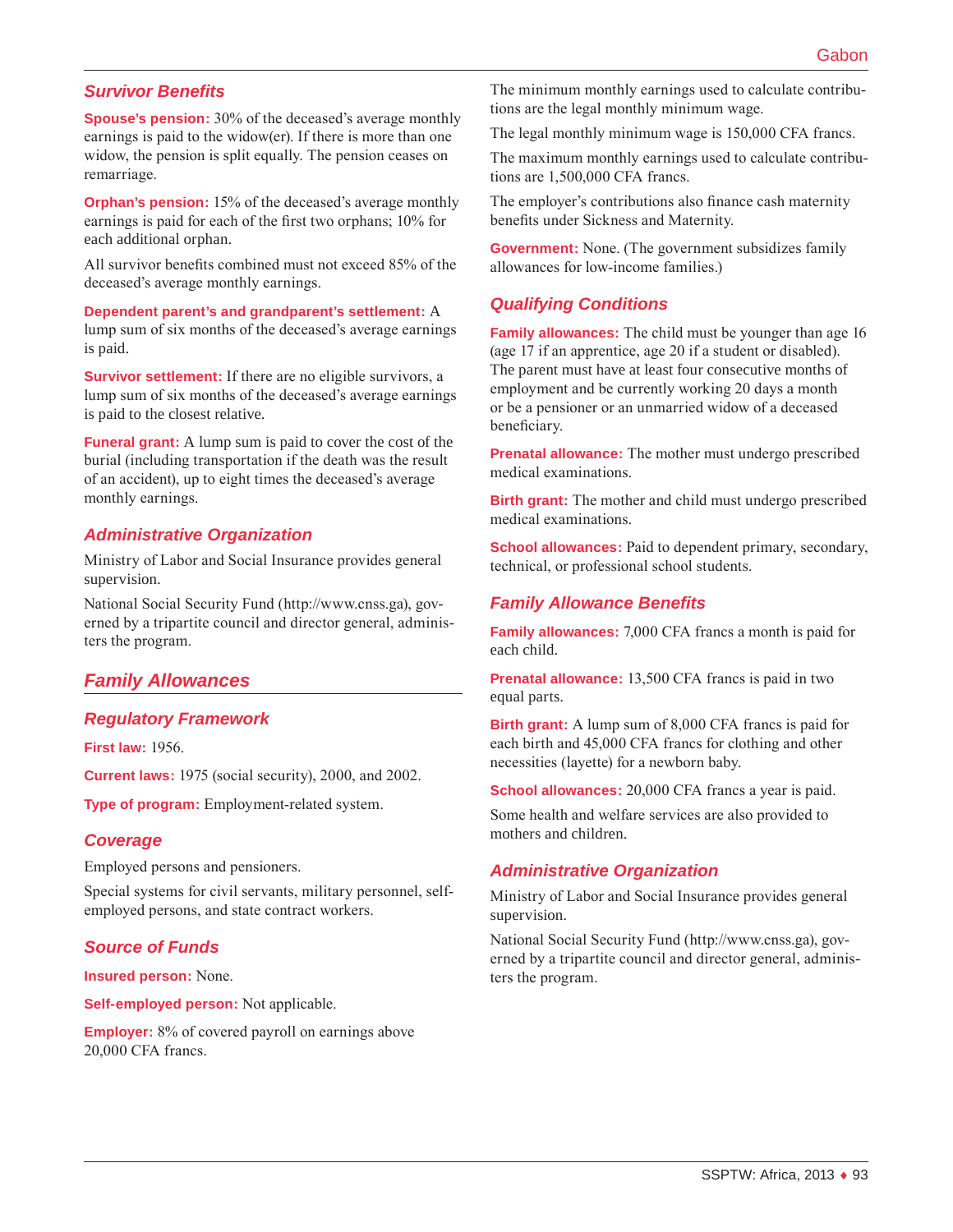### Survivor Benefits

**Spouse's pension:** 30% of the deceased's average monthly earnings is paid to the widow(er). If there is more than one widow, the pension is split equally. The pension ceases on remarriage.

**Orphan's pension:** 15% of the deceased's average monthly earnings is paid for each of the first two orphans; 10% for each additional orphan.

All survivor benefits combined must not exceed 85% of the deceased's average monthly earnings.

**Dependent parent's and grandparent's settlement:** A lump sum of six months of the deceased's average earnings is paid.

**Survivor settlement:** If there are no eligible survivors, a lump sum of six months of the deceased's average earnings is paid to the closest relative.

**Funeral grant:** A lump sum is paid to cover the cost of the burial (including transportation if the death was the result of an accident), up to eight times the deceased's average monthly earnings.

### Administrative Organization

Ministry of Labor and Social Insurance provides general supervision.

National Social Security Fund (http://www.cnss.ga), governed by a tripartite council and director general, administers the program.

## Family Allowances

### Regulatory Framework

**First law:** 1956.

**Current laws:** 1975 (social security), 2000, and 2002.

**Type of program:** Employment-related system.

### Coverage

Employed persons and pensioners.

Special systems for civil servants, military personnel, self-employed persons, and state contract workers.

### Source of Funds

**Insured person:** None.

**Self-employed person:** Not applicable.

**Employer:** 8% of covered payroll on earnings above 20,000 CFA francs.

The minimum monthly earnings used to calculate contributions are the legal monthly minimum wage.

The legal monthly minimum wage is 150,000 CFA francs.

The maximum monthly earnings used to calculate contributions are 1,500,000 CFA francs.

The employer's contributions also finance cash maternity benefits under Sickness and Maternity.

**Government:** None. (The government subsidizes family allowances for low-income families.)

### Qualifying Conditions

**Family allowances:** The child must be younger than age 16 (age 17 if an apprentice, age 20 if a student or disabled). The parent must have at least four consecutive months of employment and be currently working 20 days a month or be a pensioner or an unmarried widow of a deceased beneficiary.

**Prenatal allowance:** The mother must undergo prescribed medical examinations.

**Birth grant:** The mother and child must undergo prescribed medical examinations.

**School allowances:** Paid to dependent primary, secondary, technical, or professional school students.

### Family Allowance Benefits

**Family allowances:** 7,000 CFA francs a month is paid for each child.

**Prenatal allowance:** 13,500 CFA francs is paid in two equal parts.

**Birth grant:** A lump sum of 8,000 CFA francs is paid for each birth and 45,000 CFA francs for clothing and other necessities (layette) for a newborn baby.

**School allowances:** 20,000 CFA francs a year is paid.

Some health and welfare services are also provided to mothers and children.

### Administrative Organization

Ministry of Labor and Social Insurance provides general supervision.

National Social Security Fund (http://www.cnss.ga), governed by a tripartite council and director general, administers the program.